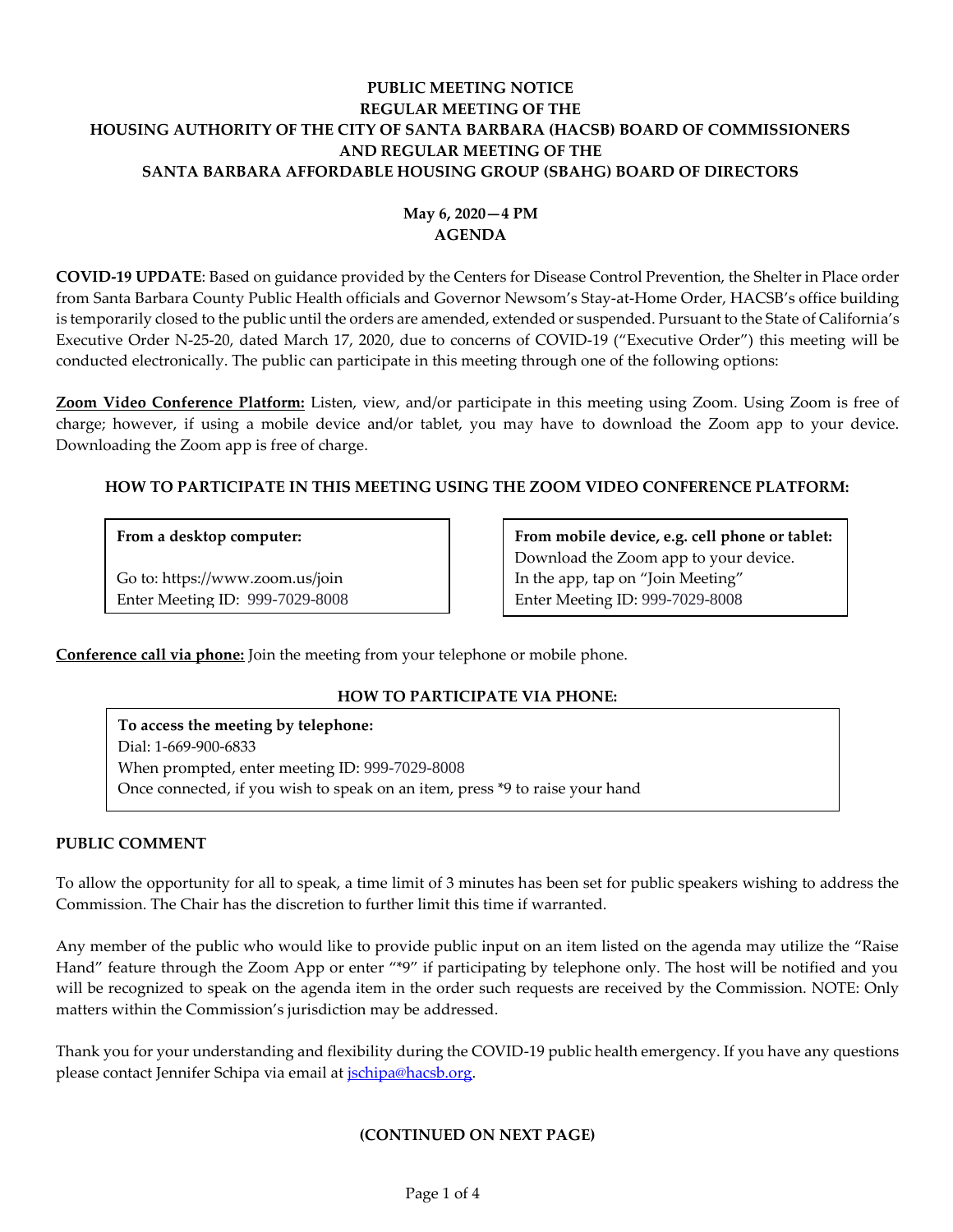# PUBLIC MEETING NOTICE
# REGULAR MEETING OF THE
# HOUSING AUTHORITY OF THE CITY OF SANTA BARBARA (HACSB) BOARD OF COMMISSIONERS
# AND REGULAR MEETING OF THE
# SANTA BARBARA AFFORDABLE HOUSING GROUP (SBAHG) BOARD OF DIRECTORS

**May 6, 2020—4 PM**
**AGENDA**

**COVID-19 UPDATE**: Based on guidance provided by the Centers for Disease Control Prevention, the Shelter in Place order from Santa Barbara County Public Health officials and Governor Newsom's Stay-at-Home Order, HACSB's office building is temporarily closed to the public until the orders are amended, extended or suspended. Pursuant to the State of California's Executive Order N-25-20, dated March 17, 2020, due to concerns of COVID-19 ("Executive Order") this meeting will be conducted electronically. The public can participate in this meeting through one of the following options:

**Zoom Video Conference Platform:** Listen, view, and/or participate in this meeting using Zoom. Using Zoom is free of charge; however, if using a mobile device and/or tablet, you may have to download the Zoom app to your device. Downloading the Zoom app is free of charge.

## HOW TO PARTICIPATE IN THIS MEETING USING THE ZOOM VIDEO CONFERENCE PLATFORM:

**From a desktop computer:**

Go to: https://www.zoom.us/join
Enter Meeting ID: 999-7029-8008

**From mobile device, e.g. cell phone or tablet:**
Download the Zoom app to your device.
In the app, tap on "Join Meeting"
Enter Meeting ID: 999-7029-8008

**Conference call via phone:** Join the meeting from your telephone or mobile phone.

## HOW TO PARTICIPATE VIA PHONE:

**To access the meeting by telephone:**
Dial: 1-669-900-6833
When prompted, enter meeting ID: 999-7029-8008
Once connected, if you wish to speak on an item, press *9 to raise your hand

## PUBLIC COMMENT

To allow the opportunity for all to speak, a time limit of 3 minutes has been set for public speakers wishing to address the Commission. The Chair has the discretion to further limit this time if warranted.

Any member of the public who would like to provide public input on an item listed on the agenda may utilize the "Raise Hand" feature through the Zoom App or enter "*9" if participating by telephone only. The host will be notified and you will be recognized to speak on the agenda item in the order such requests are received by the Commission. NOTE: Only matters within the Commission's jurisdiction may be addressed.

Thank you for your understanding and flexibility during the COVID-19 public health emergency. If you have any questions please contact Jennifer Schipa via email at jschipa@hacsb.org.

**(CONTINUED ON NEXT PAGE)**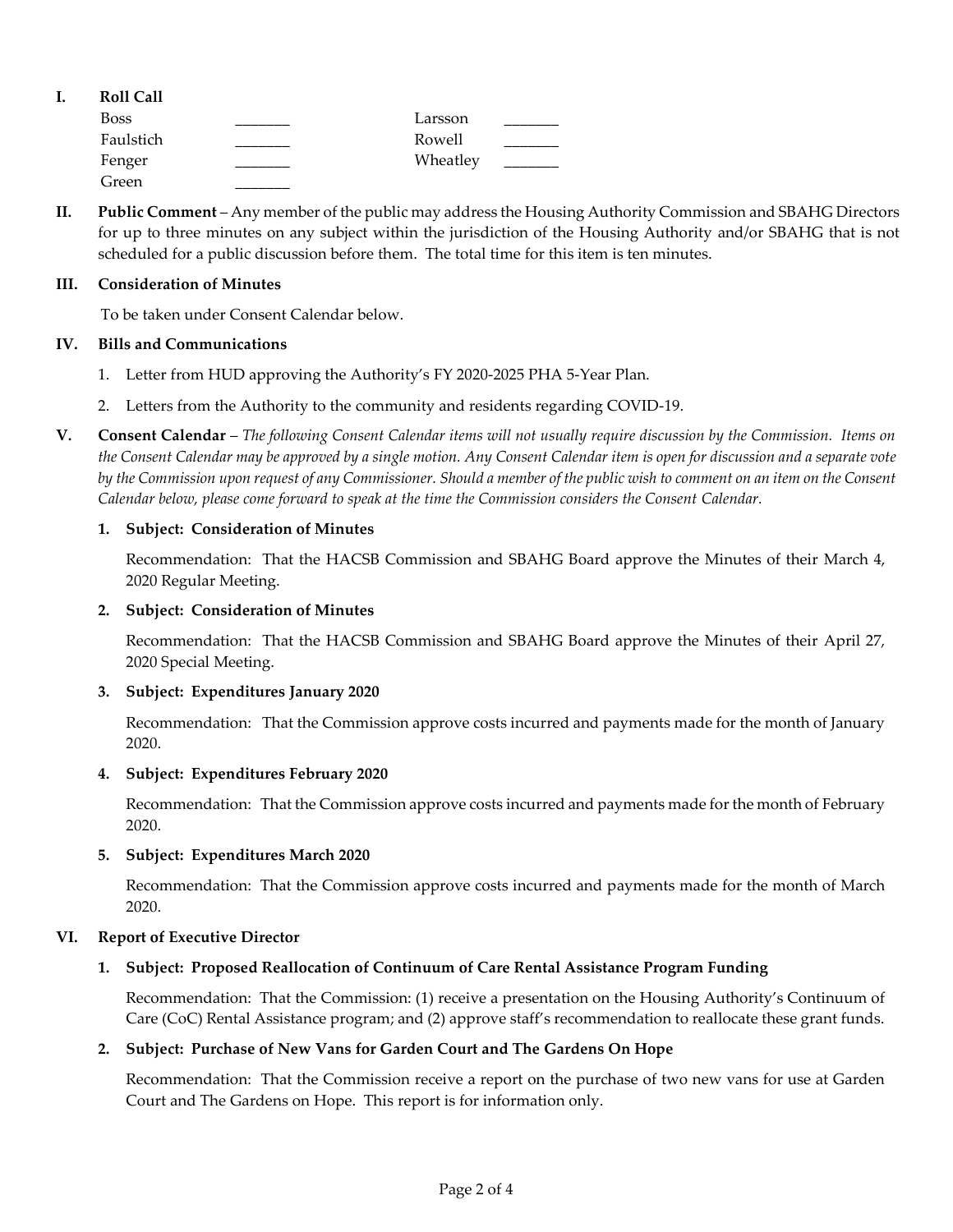**I. Roll Call**

| | | | |
|---|---|---|---|
| Boss | _______ | Larsson | _______ |
| Faulstich | _______ | Rowell | _______ |
| Fenger | _______ | Wheatley | _______ |
| Green | _______ | | |

**II. Public Comment** – Any member of the public may address the Housing Authority Commission and SBAHG Directors for up to three minutes on any subject within the jurisdiction of the Housing Authority and/or SBAHG that is not scheduled for a public discussion before them. The total time for this item is ten minutes.

**III. Consideration of Minutes**

To be taken under Consent Calendar below.

**IV. Bills and Communications**

1. Letter from HUD approving the Authority's FY 2020-2025 PHA 5-Year Plan.
2. Letters from the Authority to the community and residents regarding COVID-19.

**V. Consent Calendar** – *The following Consent Calendar items will not usually require discussion by the Commission. Items on the Consent Calendar may be approved by a single motion. Any Consent Calendar item is open for discussion and a separate vote by the Commission upon request of any Commissioner. Should a member of the public wish to comment on an item on the Consent Calendar below, please come forward to speak at the time the Commission considers the Consent Calendar.*

**1. Subject: Consideration of Minutes**

Recommendation: That the HACSB Commission and SBAHG Board approve the Minutes of their March 4, 2020 Regular Meeting.

**2. Subject: Consideration of Minutes**

Recommendation: That the HACSB Commission and SBAHG Board approve the Minutes of their April 27, 2020 Special Meeting.

**3. Subject: Expenditures January 2020**

Recommendation: That the Commission approve costs incurred and payments made for the month of January 2020.

**4. Subject: Expenditures February 2020**

Recommendation: That the Commission approve costs incurred and payments made for the month of February 2020.

**5. Subject: Expenditures March 2020**

Recommendation: That the Commission approve costs incurred and payments made for the month of March 2020.

**VI. Report of Executive Director**

**1. Subject: Proposed Reallocation of Continuum of Care Rental Assistance Program Funding**

Recommendation: That the Commission: (1) receive a presentation on the Housing Authority's Continuum of Care (CoC) Rental Assistance program; and (2) approve staff's recommendation to reallocate these grant funds.

**2. Subject: Purchase of New Vans for Garden Court and The Gardens On Hope**

Recommendation: That the Commission receive a report on the purchase of two new vans for use at Garden Court and The Gardens on Hope. This report is for information only.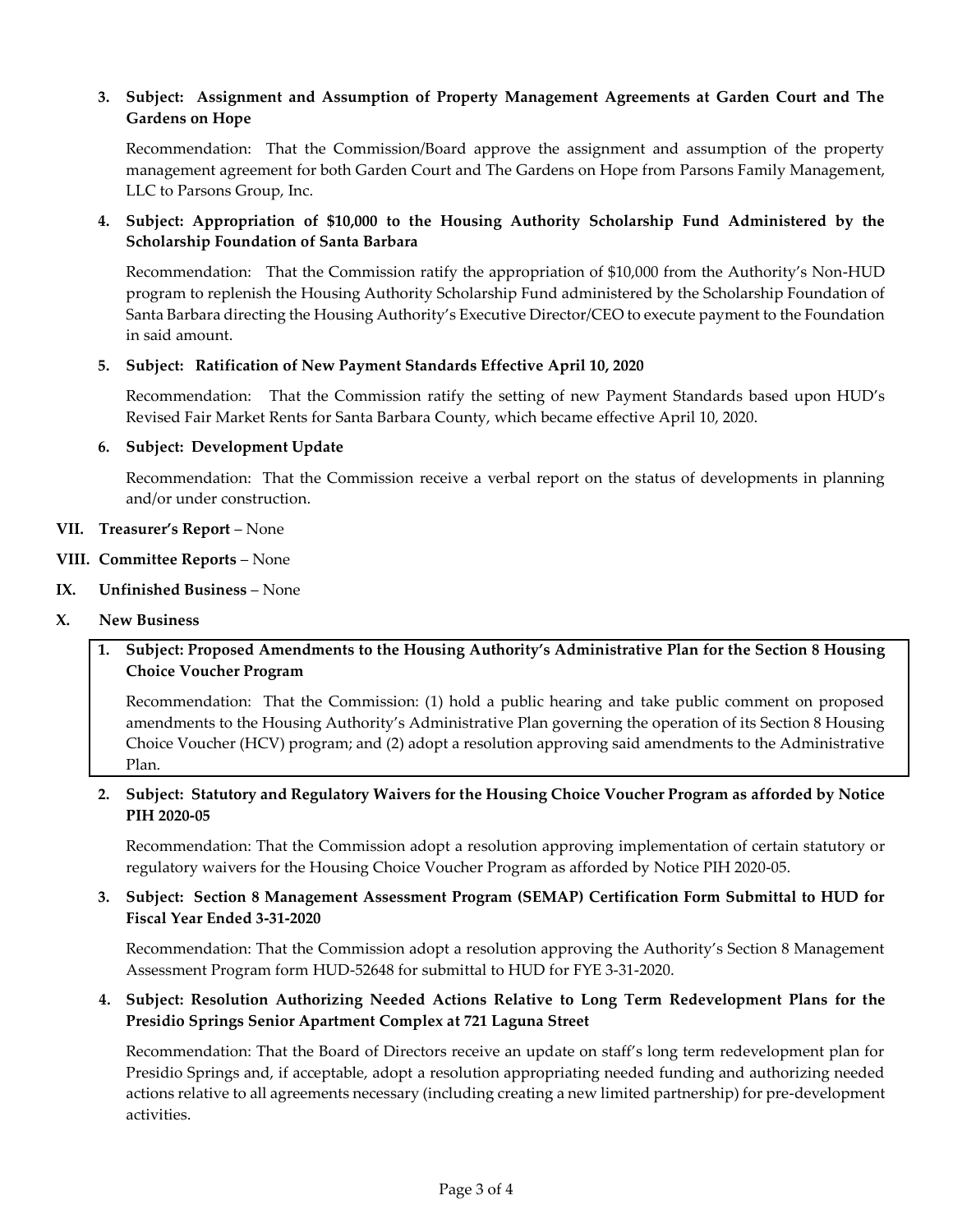3. **Subject: Assignment and Assumption of Property Management Agreements at Garden Court and The Gardens on Hope**

   Recommendation: That the Commission/Board approve the assignment and assumption of the property management agreement for both Garden Court and The Gardens on Hope from Parsons Family Management, LLC to Parsons Group, Inc.

4. **Subject: Appropriation of $10,000 to the Housing Authority Scholarship Fund Administered by the Scholarship Foundation of Santa Barbara**

   Recommendation: That the Commission ratify the appropriation of $10,000 from the Authority's Non-HUD program to replenish the Housing Authority Scholarship Fund administered by the Scholarship Foundation of Santa Barbara directing the Housing Authority's Executive Director/CEO to execute payment to the Foundation in said amount.

5. **Subject: Ratification of New Payment Standards Effective April 10, 2020**

   Recommendation: That the Commission ratify the setting of new Payment Standards based upon HUD's Revised Fair Market Rents for Santa Barbara County, which became effective April 10, 2020.

6. **Subject: Development Update**

   Recommendation: That the Commission receive a verbal report on the status of developments in planning and/or under construction.

**VII. Treasurer's Report** – None

**VIII. Committee Reports** – None

**IX. Unfinished Business** – None

**X. New Business**

1. **Subject: Proposed Amendments to the Housing Authority's Administrative Plan for the Section 8 Housing Choice Voucher Program**

   Recommendation: That the Commission: (1) hold a public hearing and take public comment on proposed amendments to the Housing Authority's Administrative Plan governing the operation of its Section 8 Housing Choice Voucher (HCV) program; and (2) adopt a resolution approving said amendments to the Administrative Plan.

2. **Subject: Statutory and Regulatory Waivers for the Housing Choice Voucher Program as afforded by Notice PIH 2020-05**

   Recommendation: That the Commission adopt a resolution approving implementation of certain statutory or regulatory waivers for the Housing Choice Voucher Program as afforded by Notice PIH 2020-05.

3. **Subject: Section 8 Management Assessment Program (SEMAP) Certification Form Submittal to HUD for Fiscal Year Ended 3-31-2020**

   Recommendation: That the Commission adopt a resolution approving the Authority's Section 8 Management Assessment Program form HUD-52648 for submittal to HUD for FYE 3-31-2020.

4. **Subject: Resolution Authorizing Needed Actions Relative to Long Term Redevelopment Plans for the Presidio Springs Senior Apartment Complex at 721 Laguna Street**

   Recommendation: That the Board of Directors receive an update on staff's long term redevelopment plan for Presidio Springs and, if acceptable, adopt a resolution appropriating needed funding and authorizing needed actions relative to all agreements necessary (including creating a new limited partnership) for pre-development activities.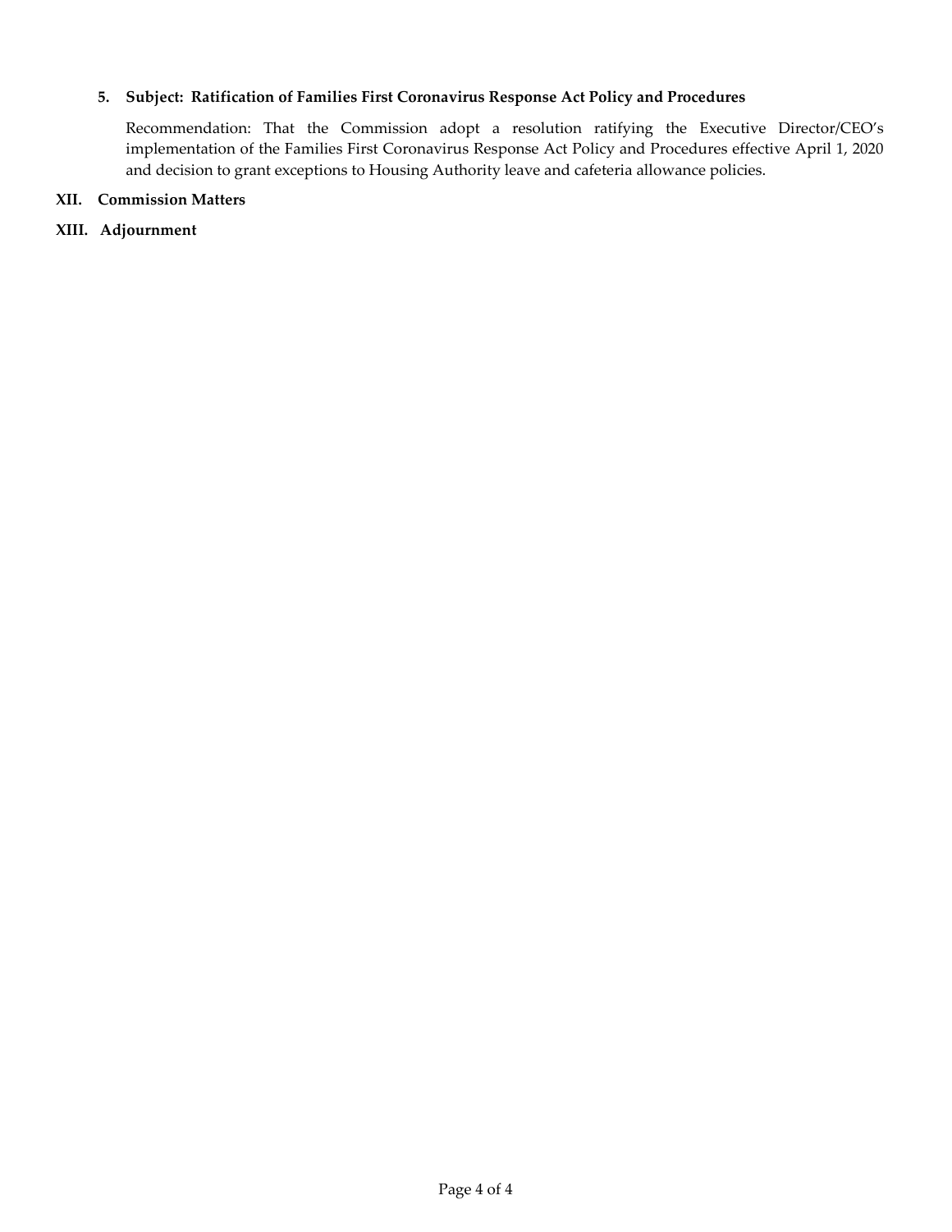5. **Subject: Ratification of Families First Coronavirus Response Act Policy and Procedures**

   Recommendation: That the Commission adopt a resolution ratifying the Executive Director/CEO's implementation of the Families First Coronavirus Response Act Policy and Procedures effective April 1, 2020 and decision to grant exceptions to Housing Authority leave and cafeteria allowance policies.

**XII. Commission Matters**

**XIII. Adjournment**